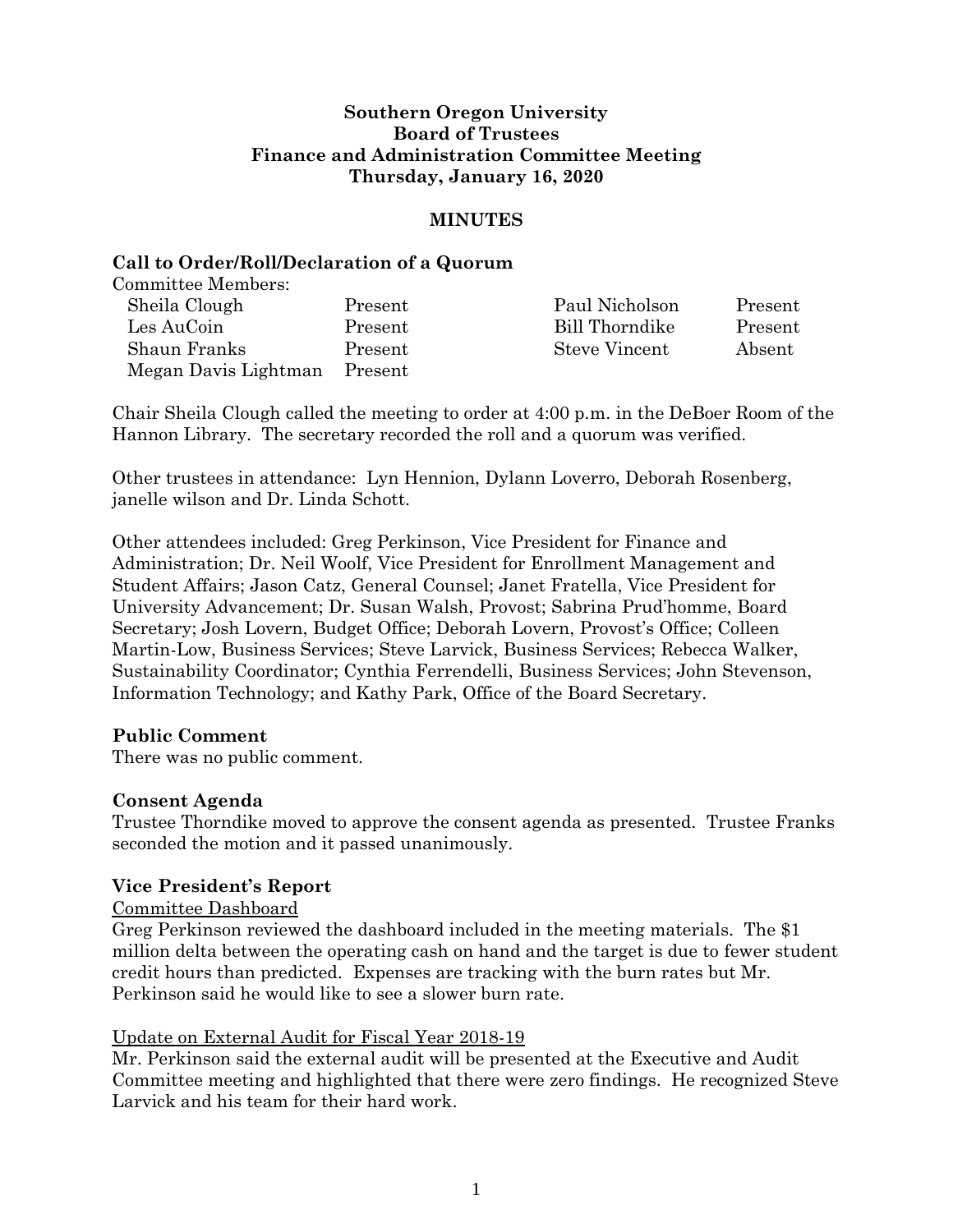**Southern Oregon University**
**Board of Trustees**
**Finance and Administration Committee Meeting**
**Thursday, January 16, 2020**

**MINUTES**

### Call to Order/Roll/Declaration of a Quorum

Committee Members:

| | | | |
|---|---|---|---|
| Sheila Clough | Present | Paul Nicholson | Present |
| Les AuCoin | Present | Bill Thorndike | Present |
| Shaun Franks | Present | Steve Vincent | Absent |
| Megan Davis Lightman | Present | | |

Chair Sheila Clough called the meeting to order at 4:00 p.m. in the DeBoer Room of the Hannon Library. The secretary recorded the roll and a quorum was verified.

Other trustees in attendance: Lyn Hennion, Dylann Loverro, Deborah Rosenberg, janelle wilson and Dr. Linda Schott.

Other attendees included: Greg Perkinson, Vice President for Finance and Administration; Dr. Neil Woolf, Vice President for Enrollment Management and Student Affairs; Jason Catz, General Counsel; Janet Fratella, Vice President for University Advancement; Dr. Susan Walsh, Provost; Sabrina Prud'homme, Board Secretary; Josh Lovern, Budget Office; Deborah Lovern, Provost's Office; Colleen Martin-Low, Business Services; Steve Larvick, Business Services; Rebecca Walker, Sustainability Coordinator; Cynthia Ferrendelli, Business Services; John Stevenson, Information Technology; and Kathy Park, Office of the Board Secretary.

### Public Comment

There was no public comment.

### Consent Agenda

Trustee Thorndike moved to approve the consent agenda as presented. Trustee Franks seconded the motion and it passed unanimously.

### Vice President's Report

Committee Dashboard

Greg Perkinson reviewed the dashboard included in the meeting materials. The $1 million delta between the operating cash on hand and the target is due to fewer student credit hours than predicted. Expenses are tracking with the burn rates but Mr. Perkinson said he would like to see a slower burn rate.

Update on External Audit for Fiscal Year 2018-19

Mr. Perkinson said the external audit will be presented at the Executive and Audit Committee meeting and highlighted that there were zero findings. He recognized Steve Larvick and his team for their hard work.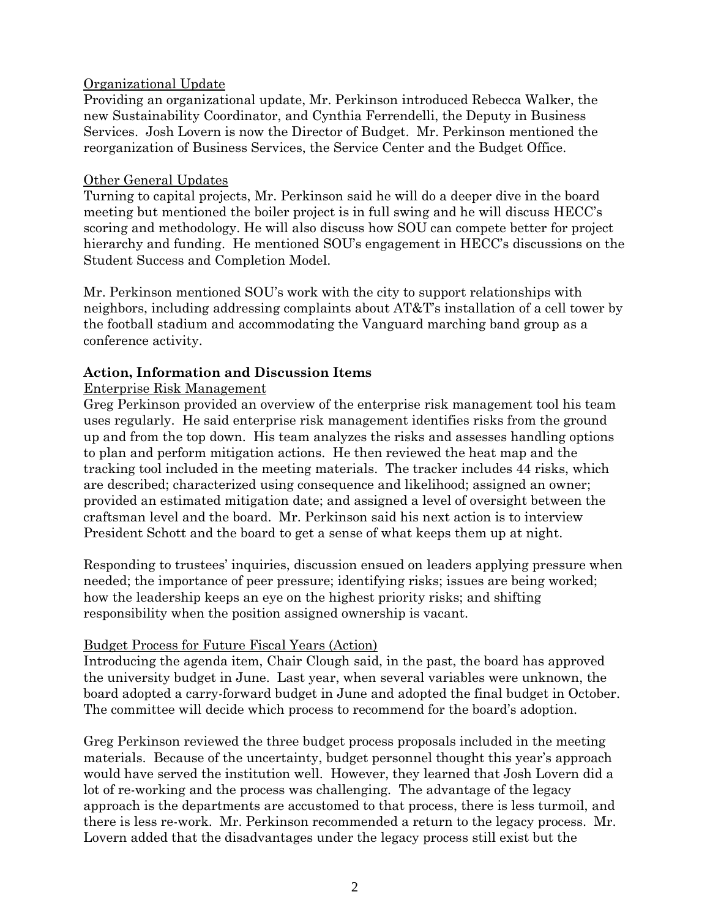Organizational Update

Providing an organizational update, Mr. Perkinson introduced Rebecca Walker, the new Sustainability Coordinator, and Cynthia Ferrendelli, the Deputy in Business Services. Josh Lovern is now the Director of Budget. Mr. Perkinson mentioned the reorganization of Business Services, the Service Center and the Budget Office.

Other General Updates

Turning to capital projects, Mr. Perkinson said he will do a deeper dive in the board meeting but mentioned the boiler project is in full swing and he will discuss HECC's scoring and methodology. He will also discuss how SOU can compete better for project hierarchy and funding. He mentioned SOU's engagement in HECC's discussions on the Student Success and Completion Model.

Mr. Perkinson mentioned SOU's work with the city to support relationships with neighbors, including addressing complaints about AT&T's installation of a cell tower by the football stadium and accommodating the Vanguard marching band group as a conference activity.

**Action, Information and Discussion Items**

Enterprise Risk Management

Greg Perkinson provided an overview of the enterprise risk management tool his team uses regularly. He said enterprise risk management identifies risks from the ground up and from the top down. His team analyzes the risks and assesses handling options to plan and perform mitigation actions. He then reviewed the heat map and the tracking tool included in the meeting materials. The tracker includes 44 risks, which are described; characterized using consequence and likelihood; assigned an owner; provided an estimated mitigation date; and assigned a level of oversight between the craftsman level and the board. Mr. Perkinson said his next action is to interview President Schott and the board to get a sense of what keeps them up at night.

Responding to trustees' inquiries, discussion ensued on leaders applying pressure when needed; the importance of peer pressure; identifying risks; issues are being worked; how the leadership keeps an eye on the highest priority risks; and shifting responsibility when the position assigned ownership is vacant.

Budget Process for Future Fiscal Years (Action)

Introducing the agenda item, Chair Clough said, in the past, the board has approved the university budget in June. Last year, when several variables were unknown, the board adopted a carry-forward budget in June and adopted the final budget in October. The committee will decide which process to recommend for the board's adoption.

Greg Perkinson reviewed the three budget process proposals included in the meeting materials. Because of the uncertainty, budget personnel thought this year's approach would have served the institution well. However, they learned that Josh Lovern did a lot of re-working and the process was challenging. The advantage of the legacy approach is the departments are accustomed to that process, there is less turmoil, and there is less re-work. Mr. Perkinson recommended a return to the legacy process. Mr. Lovern added that the disadvantages under the legacy process still exist but the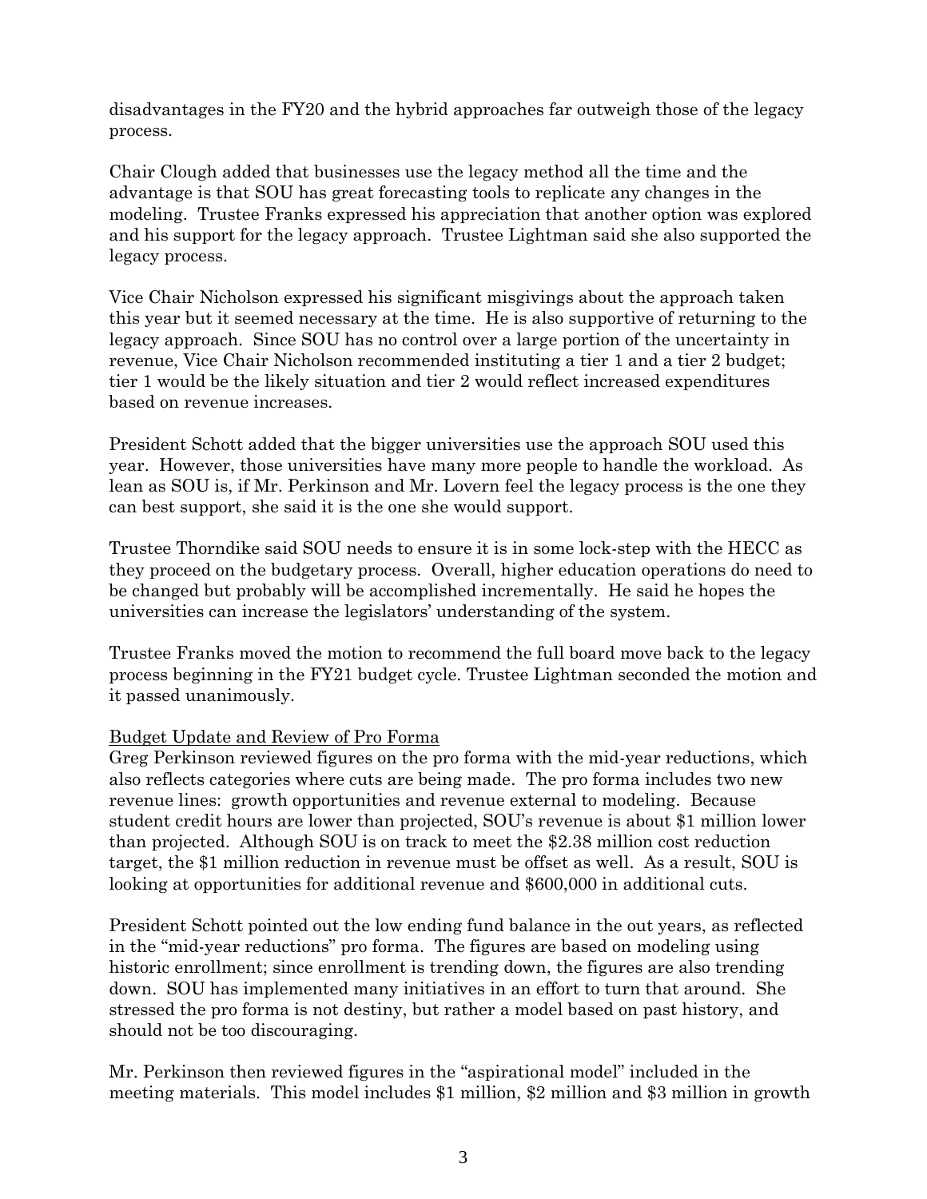disadvantages in the FY20 and the hybrid approaches far outweigh those of the legacy process.

Chair Clough added that businesses use the legacy method all the time and the advantage is that SOU has great forecasting tools to replicate any changes in the modeling. Trustee Franks expressed his appreciation that another option was explored and his support for the legacy approach. Trustee Lightman said she also supported the legacy process.

Vice Chair Nicholson expressed his significant misgivings about the approach taken this year but it seemed necessary at the time. He is also supportive of returning to the legacy approach. Since SOU has no control over a large portion of the uncertainty in revenue, Vice Chair Nicholson recommended instituting a tier 1 and a tier 2 budget; tier 1 would be the likely situation and tier 2 would reflect increased expenditures based on revenue increases.

President Schott added that the bigger universities use the approach SOU used this year. However, those universities have many more people to handle the workload. As lean as SOU is, if Mr. Perkinson and Mr. Lovern feel the legacy process is the one they can best support, she said it is the one she would support.

Trustee Thorndike said SOU needs to ensure it is in some lock-step with the HECC as they proceed on the budgetary process. Overall, higher education operations do need to be changed but probably will be accomplished incrementally. He said he hopes the universities can increase the legislators' understanding of the system.

Trustee Franks moved the motion to recommend the full board move back to the legacy process beginning in the FY21 budget cycle. Trustee Lightman seconded the motion and it passed unanimously.

<u>Budget Update and Review of Pro Forma</u>

Greg Perkinson reviewed figures on the pro forma with the mid-year reductions, which also reflects categories where cuts are being made. The pro forma includes two new revenue lines: growth opportunities and revenue external to modeling. Because student credit hours are lower than projected, SOU's revenue is about $1 million lower than projected. Although SOU is on track to meet the $2.38 million cost reduction target, the $1 million reduction in revenue must be offset as well. As a result, SOU is looking at opportunities for additional revenue and $600,000 in additional cuts.

President Schott pointed out the low ending fund balance in the out years, as reflected in the "mid-year reductions" pro forma. The figures are based on modeling using historic enrollment; since enrollment is trending down, the figures are also trending down. SOU has implemented many initiatives in an effort to turn that around. She stressed the pro forma is not destiny, but rather a model based on past history, and should not be too discouraging.

Mr. Perkinson then reviewed figures in the "aspirational model" included in the meeting materials. This model includes $1 million, $2 million and $3 million in growth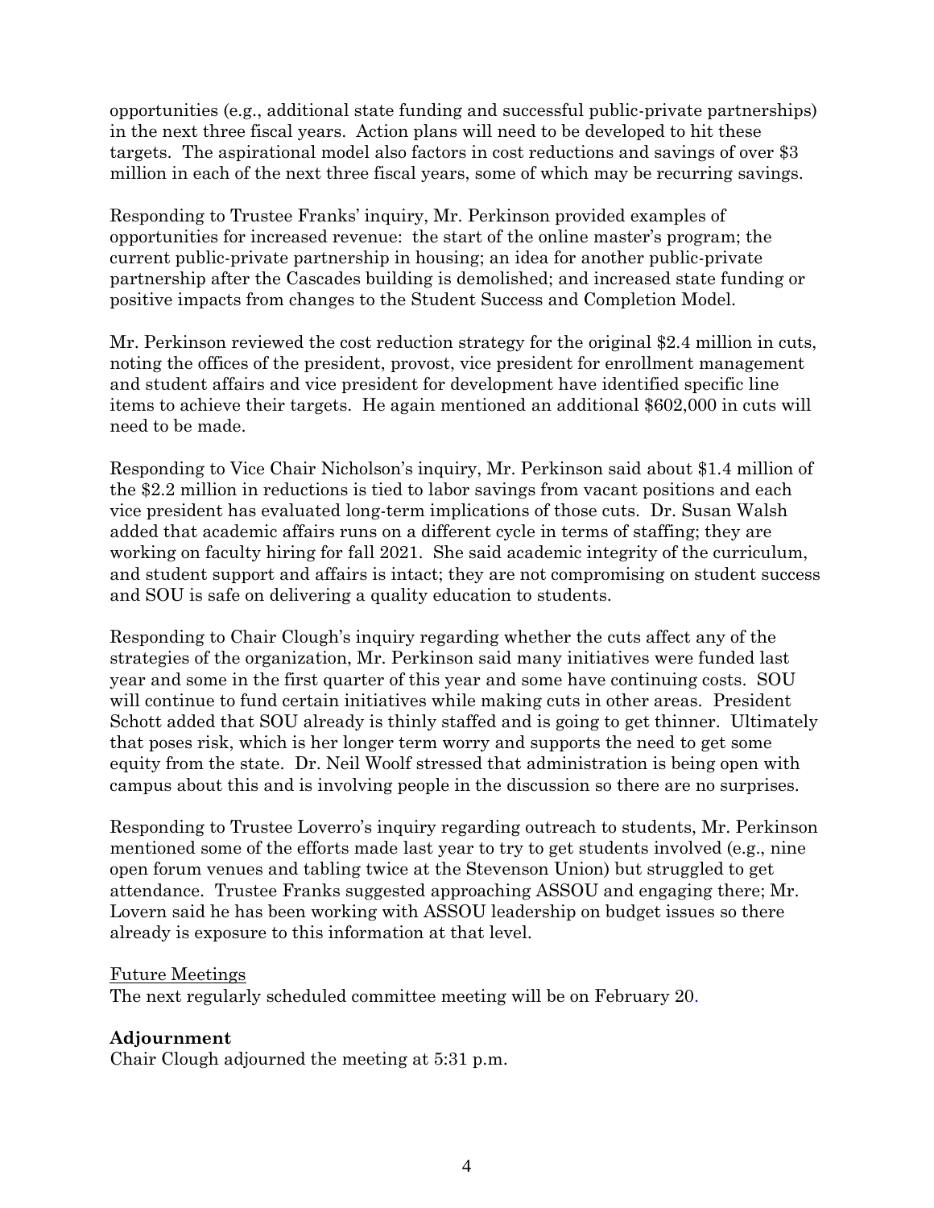opportunities (e.g., additional state funding and successful public-private partnerships) in the next three fiscal years. Action plans will need to be developed to hit these targets. The aspirational model also factors in cost reductions and savings of over $3 million in each of the next three fiscal years, some of which may be recurring savings.

Responding to Trustee Franks' inquiry, Mr. Perkinson provided examples of opportunities for increased revenue: the start of the online master's program; the current public-private partnership in housing; an idea for another public-private partnership after the Cascades building is demolished; and increased state funding or positive impacts from changes to the Student Success and Completion Model.

Mr. Perkinson reviewed the cost reduction strategy for the original $2.4 million in cuts, noting the offices of the president, provost, vice president for enrollment management and student affairs and vice president for development have identified specific line items to achieve their targets. He again mentioned an additional $602,000 in cuts will need to be made.

Responding to Vice Chair Nicholson's inquiry, Mr. Perkinson said about $1.4 million of the $2.2 million in reductions is tied to labor savings from vacant positions and each vice president has evaluated long-term implications of those cuts. Dr. Susan Walsh added that academic affairs runs on a different cycle in terms of staffing; they are working on faculty hiring for fall 2021. She said academic integrity of the curriculum, and student support and affairs is intact; they are not compromising on student success and SOU is safe on delivering a quality education to students.

Responding to Chair Clough's inquiry regarding whether the cuts affect any of the strategies of the organization, Mr. Perkinson said many initiatives were funded last year and some in the first quarter of this year and some have continuing costs. SOU will continue to fund certain initiatives while making cuts in other areas. President Schott added that SOU already is thinly staffed and is going to get thinner. Ultimately that poses risk, which is her longer term worry and supports the need to get some equity from the state. Dr. Neil Woolf stressed that administration is being open with campus about this and is involving people in the discussion so there are no surprises.

Responding to Trustee Loverro's inquiry regarding outreach to students, Mr. Perkinson mentioned some of the efforts made last year to try to get students involved (e.g., nine open forum venues and tabling twice at the Stevenson Union) but struggled to get attendance. Trustee Franks suggested approaching ASSOU and engaging there; Mr. Lovern said he has been working with ASSOU leadership on budget issues so there already is exposure to this information at that level.

Future Meetings

The next regularly scheduled committee meeting will be on February 20.

**Adjournment**

Chair Clough adjourned the meeting at 5:31 p.m.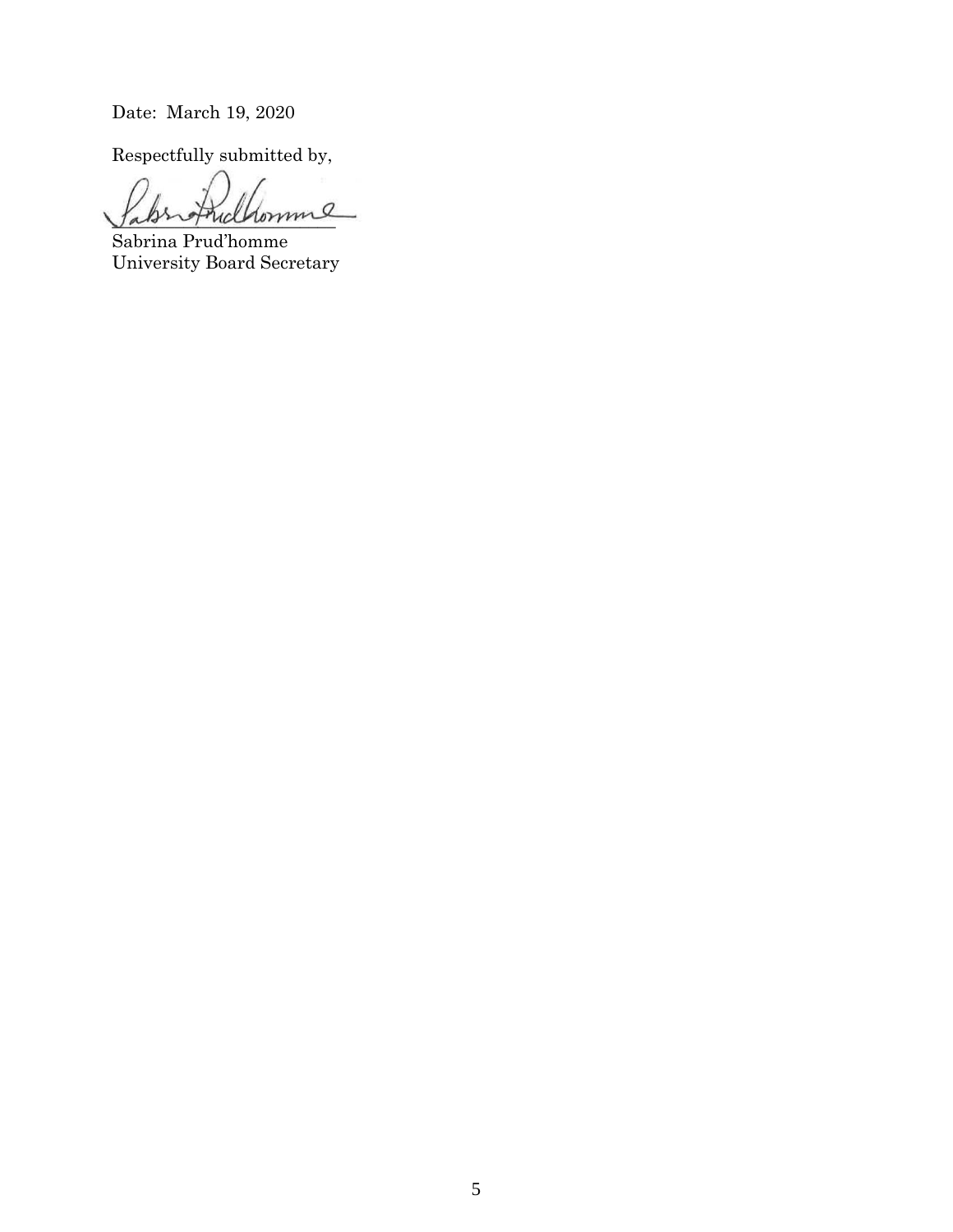Date: March 19, 2020

Respectfully submitted by,

Sabrina Prud'homme
University Board Secretary